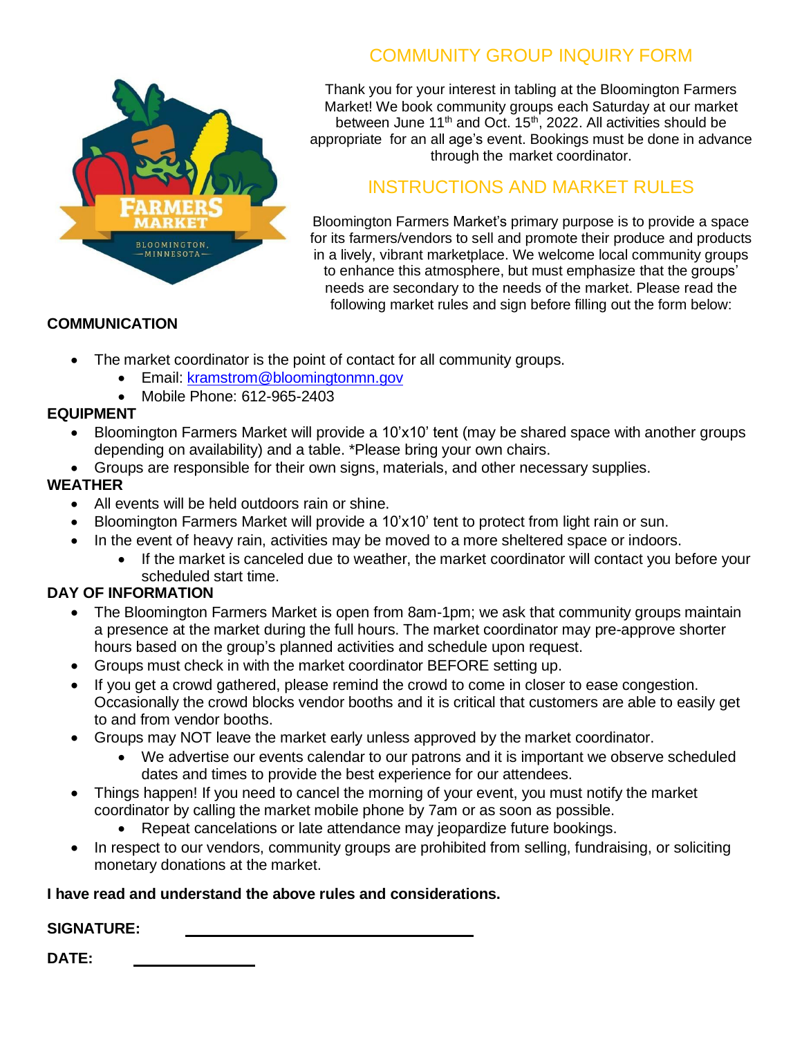## COMMUNITY GROUP INQUIRY FORM

Thank you for your interest in tabling at the Bloomington Farmers Market! We book community groups each Saturday at our market between June 11th and Oct. 15th, 2022. All activities should be appropriate for an all age's event. Bookings must be done in advance through the market coordinator.

## INSTRUCTIONS AND MARKET RULES

Bloomington Farmers Market's primary purpose is to provide a space for its farmers/vendors to sell and promote their produce and products in a lively, vibrant marketplace. We welcome local community groups to enhance this atmosphere, but must emphasize that the groups' needs are secondary to the needs of the market. Please read the following market rules and sign before filling out the form below:

**COMMUNICATION**

- The market coordinator is the point of contact for all community groups.
  - Email: kramstrom@bloomingtonmn.gov
  - Mobile Phone: 612-965-2403

**EQUIPMENT**

- Bloomington Farmers Market will provide a 10'x10' tent (may be shared space with another groups depending on availability) and a table. *Please bring your own chairs.
- Groups are responsible for their own signs, materials, and other necessary supplies.

**WEATHER**

- All events will be held outdoors rain or shine.
- Bloomington Farmers Market will provide a 10'x10' tent to protect from light rain or sun.
- In the event of heavy rain, activities may be moved to a more sheltered space or indoors.
  - If the market is canceled due to weather, the market coordinator will contact you before your scheduled start time.

**DAY OF INFORMATION**

- The Bloomington Farmers Market is open from 8am-1pm; we ask that community groups maintain a presence at the market during the full hours. The market coordinator may pre-approve shorter hours based on the group's planned activities and schedule upon request.
- Groups must check in with the market coordinator BEFORE setting up.
- If you get a crowd gathered, please remind the crowd to come in closer to ease congestion. Occasionally the crowd blocks vendor booths and it is critical that customers are able to easily get to and from vendor booths.
- Groups may NOT leave the market early unless approved by the market coordinator.
  - We advertise our events calendar to our patrons and it is important we observe scheduled dates and times to provide the best experience for our attendees.
- Things happen! If you need to cancel the morning of your event, you must notify the market coordinator by calling the market mobile phone by 7am or as soon as possible.
  - Repeat cancelations or late attendance may jeopardize future bookings.
- In respect to our vendors, community groups are prohibited from selling, fundraising, or soliciting monetary donations at the market.

**I have read and understand the above rules and considerations.**

**SIGNATURE:** ______________________________

**DATE:** ____________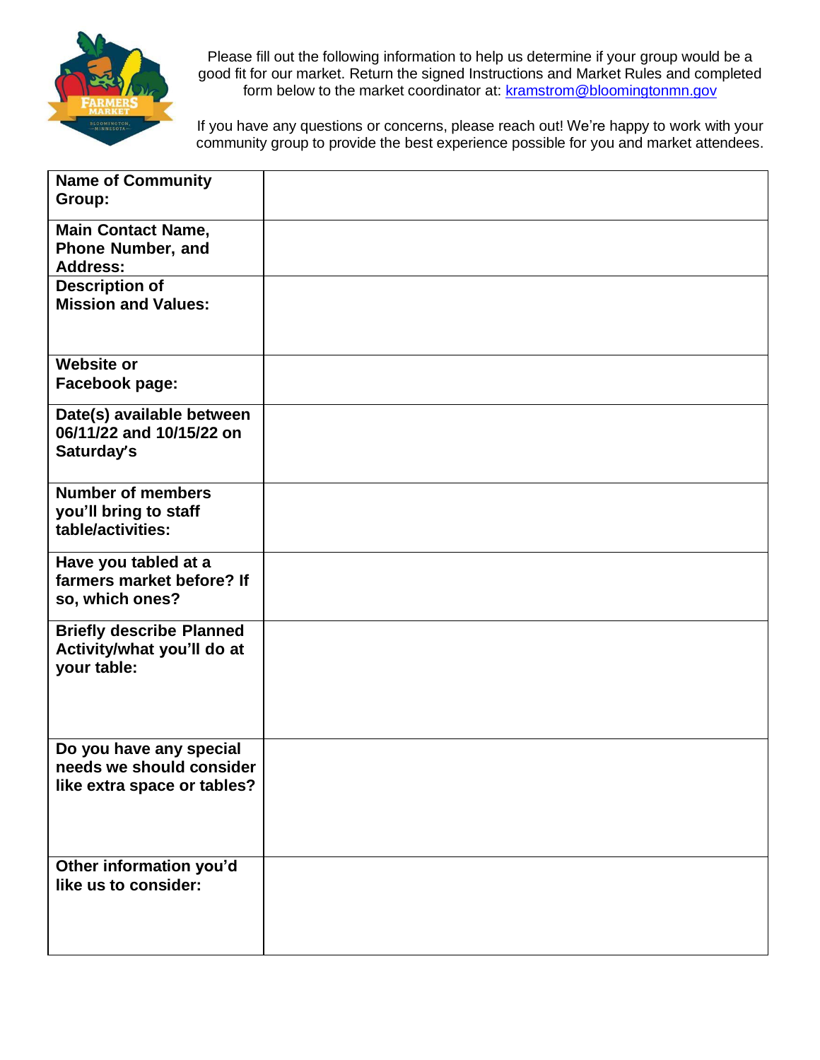Please fill out the following information to help us determine if your group would be a good fit for our market. Return the signed Instructions and Market Rules and completed form below to the market coordinator at: kramstrom@bloomingtonmn.gov

If you have any questions or concerns, please reach out! We're happy to work with your community group to provide the best experience possible for you and market attendees.

| | |
|---|---|
| **Name of Community Group:** | |
| **Main Contact Name, Phone Number, and Address:** | |
| **Description of Mission and Values:** | |
| **Website or Facebook page:** | |
| **Date(s) available between 06/11/22 and 10/15/22 on Saturday's** | |
| **Number of members you'll bring to staff table/activities:** | |
| **Have you tabled at a farmers market before? If so, which ones?** | |
| **Briefly describe Planned Activity/what you'll do at your table:** | |
| **Do you have any special needs we should consider like extra space or tables?** | |
| **Other information you'd like us to consider:** | |